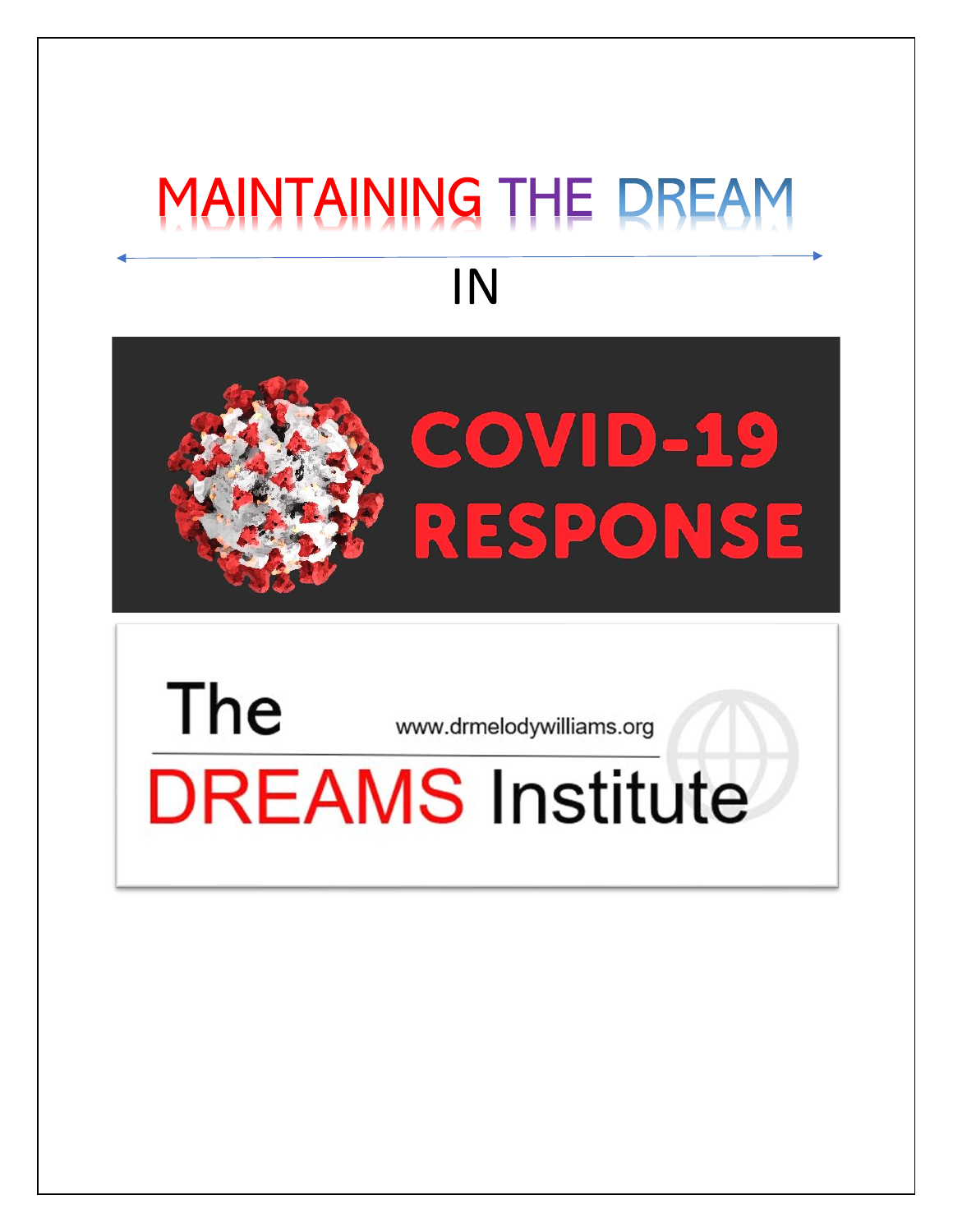# MAINTAINING THE DREAM

IN

COVID-19 RESPONSE

The DREAMS Institute

www.drmelodywilliams.org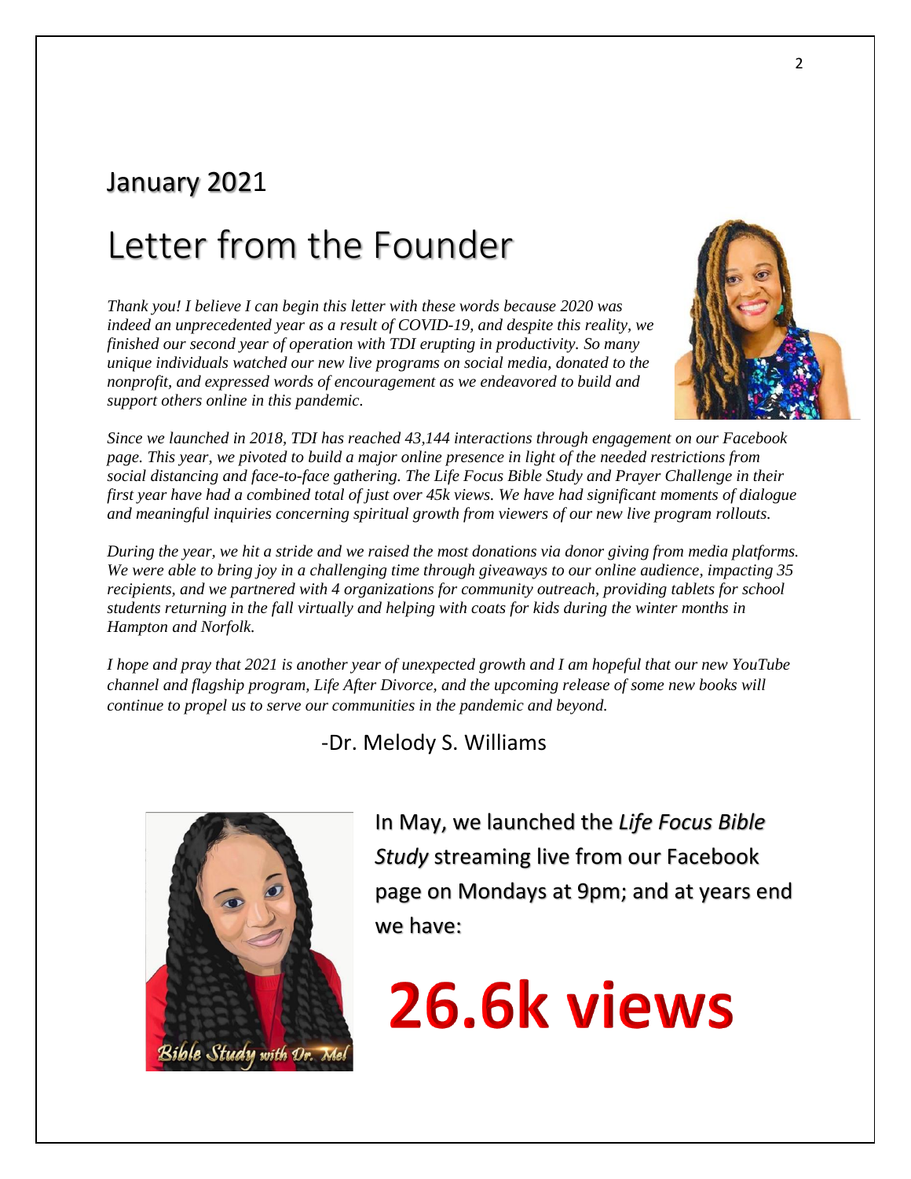## January 2021

# Letter from the Founder

*Thank you! I believe I can begin this letter with these words because 2020 was indeed an unprecedented year as a result of COVID-19, and despite this reality, we finished our second year of operation with TDI erupting in productivity. So many unique individuals watched our new live programs on social media, donated to the nonprofit, and expressed words of encouragement as we endeavored to build and support others online in this pandemic.*

*Since we launched in 2018, TDI has reached 43,144 interactions through engagement on our Facebook page. This year, we pivoted to build a major online presence in light of the needed restrictions from social distancing and face-to-face gathering. The Life Focus Bible Study and Prayer Challenge in their first year have had a combined total of just over 45k views. We have had significant moments of dialogue and meaningful inquiries concerning spiritual growth from viewers of our new live program rollouts.*

*During the year, we hit a stride and we raised the most donations via donor giving from media platforms. We were able to bring joy in a challenging time through giveaways to our online audience, impacting 35 recipients, and we partnered with 4 organizations for community outreach, providing tablets for school students returning in the fall virtually and helping with coats for kids during the winter months in Hampton and Norfolk.*

*I hope and pray that 2021 is another year of unexpected growth and I am hopeful that our new YouTube channel and flagship program, Life After Divorce, and the upcoming release of some new books will continue to propel us to serve our communities in the pandemic and beyond.*

-Dr. Melody S. Williams

Bible Study with Dr. Mel

In May, we launched the *Life Focus Bible Study* streaming live from our Facebook page on Mondays at 9pm; and at years end we have:

**26.6k views**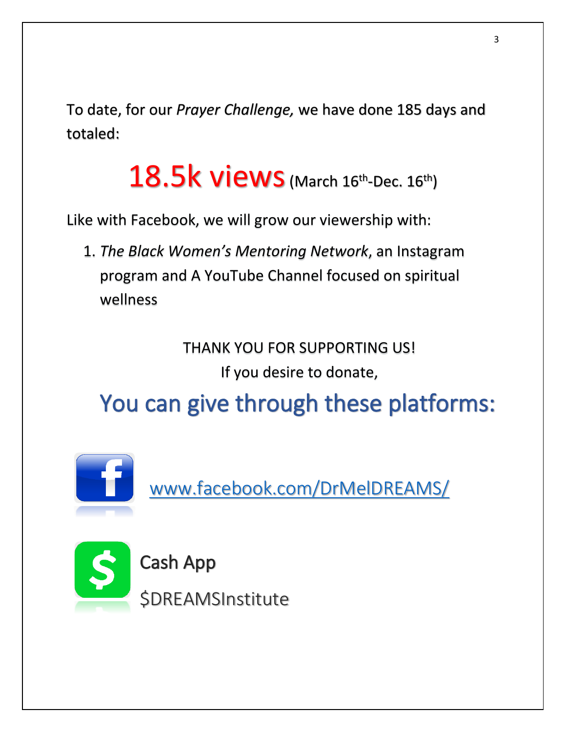To date, for our *Prayer Challenge,* we have done 185 days and totaled:

# 18.5k views (March 16th-Dec. 16th)

Like with Facebook, we will grow our viewership with:

1. *The Black Women's Mentoring Network*, an Instagram program and A YouTube Channel focused on spiritual wellness

THANK YOU FOR SUPPORTING US!

If you desire to donate,

## You can give through these platforms:

[www.facebook.com/DrMelDREAMS/](www.facebook.com/DrMelDREAMS/)

Cash App

$DREAMSInstitute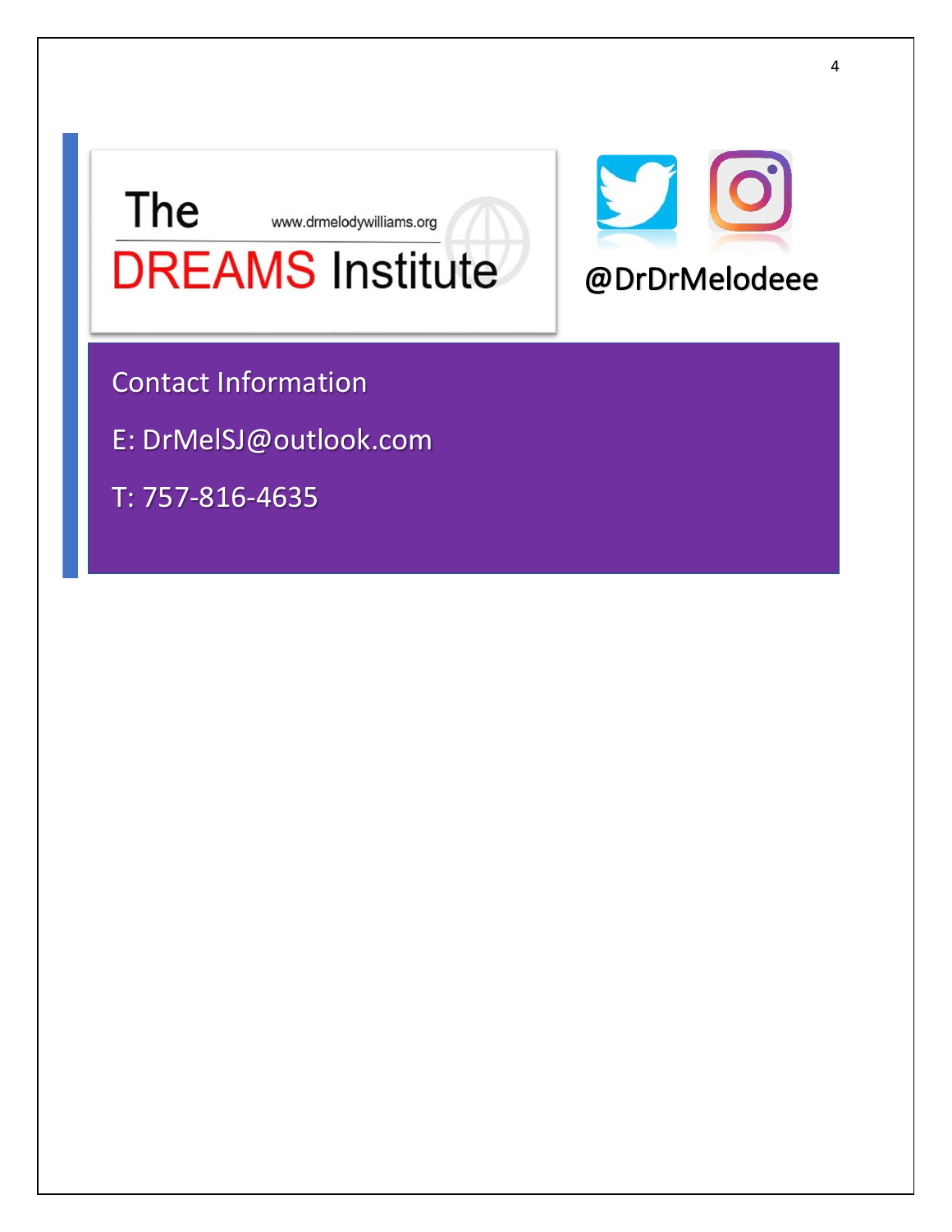The DREAMS Institute

www.drmelodywilliams.org

@DrDrMelodeee

Contact Information

E: DrMelSJ@outlook.com

T: 757-816-4635